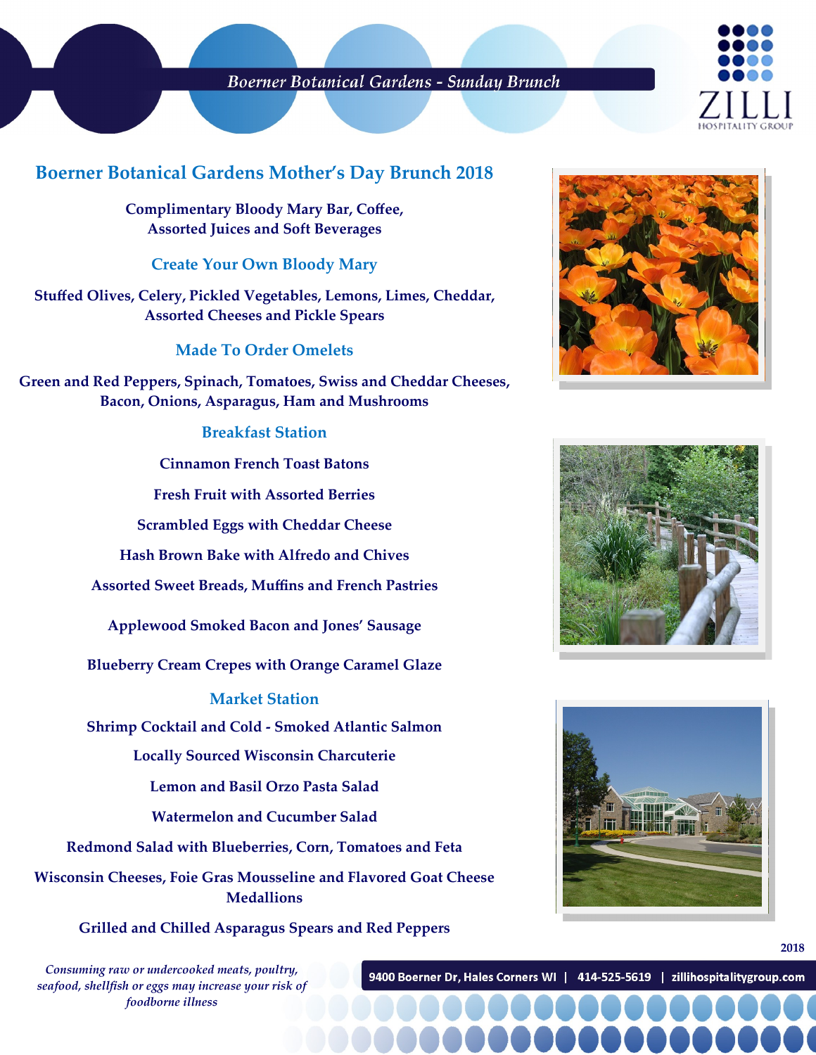# Boerner Botanical Gardens Mother's Day Brunch 2018

**Complimentary Bloody Mary Bar, Coffee, Assorted Juices and Soft Beverages**

## Create Your Own Bloody Mary

**Stuffed Olives, Celery, Pickled Vegetables, Lemons, Limes, Cheddar, Assorted Cheeses and Pickle Spears**

## Made To Order Omelets

**Green and Red Peppers, Spinach, Tomatoes, Swiss and Cheddar Cheeses, Bacon, Onions, Asparagus, Ham and Mushrooms**

## Breakfast Station

**Cinnamon French Toast Batons**

**Fresh Fruit with Assorted Berries**

**Scrambled Eggs with Cheddar Cheese**

**Hash Brown Bake with Alfredo and Chives**

**Assorted Sweet Breads, Muffins and French Pastries**

**Applewood Smoked Bacon and Jones' Sausage**

**Blueberry Cream Crepes with Orange Caramel Glaze**

## Market Station

**Shrimp Cocktail and Cold - Smoked Atlantic Salmon**

**Locally Sourced Wisconsin Charcuterie**

**Lemon and Basil Orzo Pasta Salad**

**Watermelon and Cucumber Salad**

**Redmond Salad with Blueberries, Corn, Tomatoes and Feta**

**Wisconsin Cheeses, Foie Gras Mousseline and Flavored Goat Cheese Medallions**

**Grilled and Chilled Asparagus Spears and Red Peppers**

*Consuming raw or undercooked meats, poultry, seafood, shellfish or eggs may increase your risk of foodborne illness*

9400 Boerner Dr, Hales Corners WI | 414-525-5619 | zillihospitalitygroup.com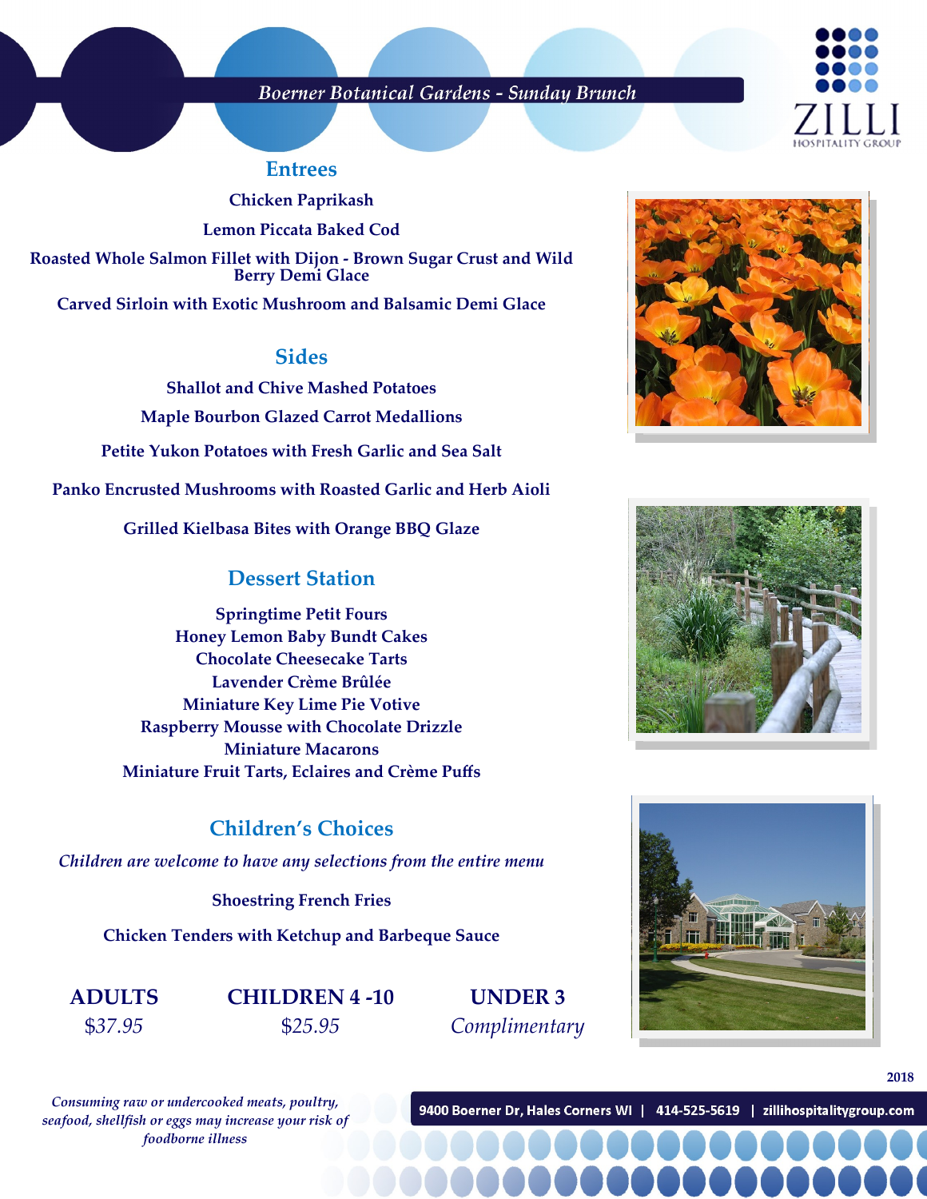# Boerner Botanical Gardens - Sunday Brunch

## Entrees

**Chicken Paprikash**

**Lemon Piccata Baked Cod**

**Roasted Whole Salmon Fillet with Dijon - Brown Sugar Crust and Wild Berry Demi Glace**

**Carved Sirloin with Exotic Mushroom and Balsamic Demi Glace**

## Sides

**Shallot and Chive Mashed Potatoes**

**Maple Bourbon Glazed Carrot Medallions**

**Petite Yukon Potatoes with Fresh Garlic and Sea Salt**

**Panko Encrusted Mushrooms with Roasted Garlic and Herb Aioli**

**Grilled Kielbasa Bites with Orange BBQ Glaze**

## Dessert Station

**Springtime Petit Fours**
**Honey Lemon Baby Bundt Cakes**
**Chocolate Cheesecake Tarts**
**Lavender Crème Brûlée**
**Miniature Key Lime Pie Votive**
**Raspberry Mousse with Chocolate Drizzle**
**Miniature Macarons**
**Miniature Fruit Tarts, Eclaires and Crème Puffs**

## Children's Choices

*Children are welcome to have any selections from the entire menu*

**Shoestring French Fries**

**Chicken Tenders with Ketchup and Barbeque Sauce**

| ADULTS | CHILDREN 4 -10 | UNDER 3 |
|---|---|---|
| *$37.95* | *$25.95* | *Complimentary* |

2018

*Consuming raw or undercooked meats, poultry, seafood, shellfish or eggs may increase your risk of foodborne illness*

9400 Boerner Dr, Hales Corners WI | 414-525-5619 | zillihospitalitygroup.com